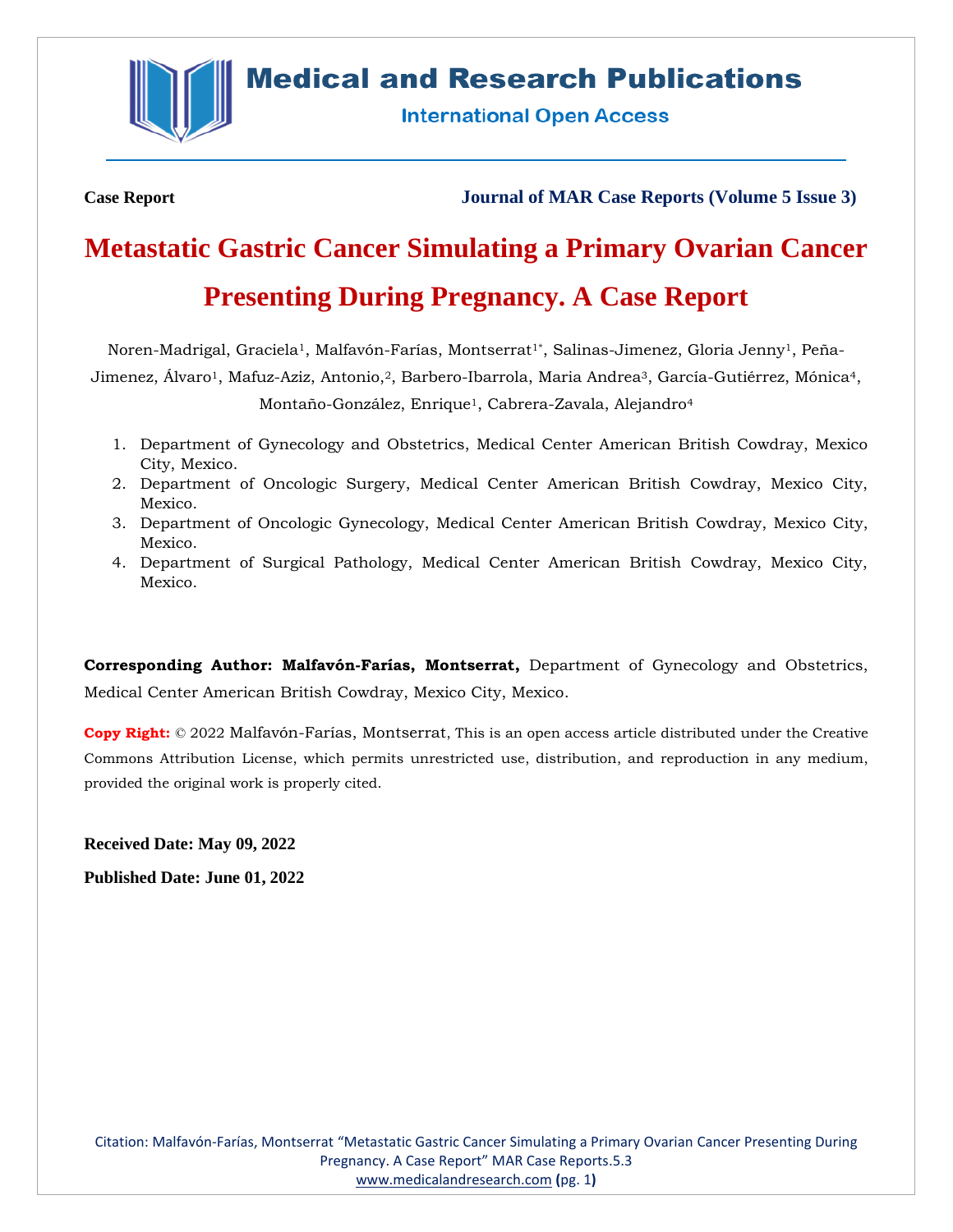**Case Report** **Journal of MAR Case Reports (Volume 5 Issue 3)**

# Metastatic Gastric Cancer Simulating a Primary Ovarian Cancer Presenting During Pregnancy. A Case Report

Noren-Madrigal, Graciela[1], Malfavón-Farías, Montserrat[1*], Salinas-Jimenez, Gloria Jenny[1], Peña-Jimenez, Álvaro[1], Mafuz-Aziz, Antonio,[2], Barbero-Ibarrola, Maria Andrea[3], García-Gutiérrez, Mónica[4], Montaño-González, Enrique[1], Cabrera-Zavala, Alejandro[4]

1. Department of Gynecology and Obstetrics, Medical Center American British Cowdray, Mexico City, Mexico.
2. Department of Oncologic Surgery, Medical Center American British Cowdray, Mexico City, Mexico.
3. Department of Oncologic Gynecology, Medical Center American British Cowdray, Mexico City, Mexico.
4. Department of Surgical Pathology, Medical Center American British Cowdray, Mexico City, Mexico.

**Corresponding Author: Malfavón-Farías, Montserrat,** Department of Gynecology and Obstetrics, Medical Center American British Cowdray, Mexico City, Mexico.

**Copy Right:** © 2022 Malfavón-Farías, Montserrat, This is an open access article distributed under the Creative Commons Attribution License, which permits unrestricted use, distribution, and reproduction in any medium, provided the original work is properly cited.

**Received Date: May 09, 2022**

**Published Date: June 01, 2022**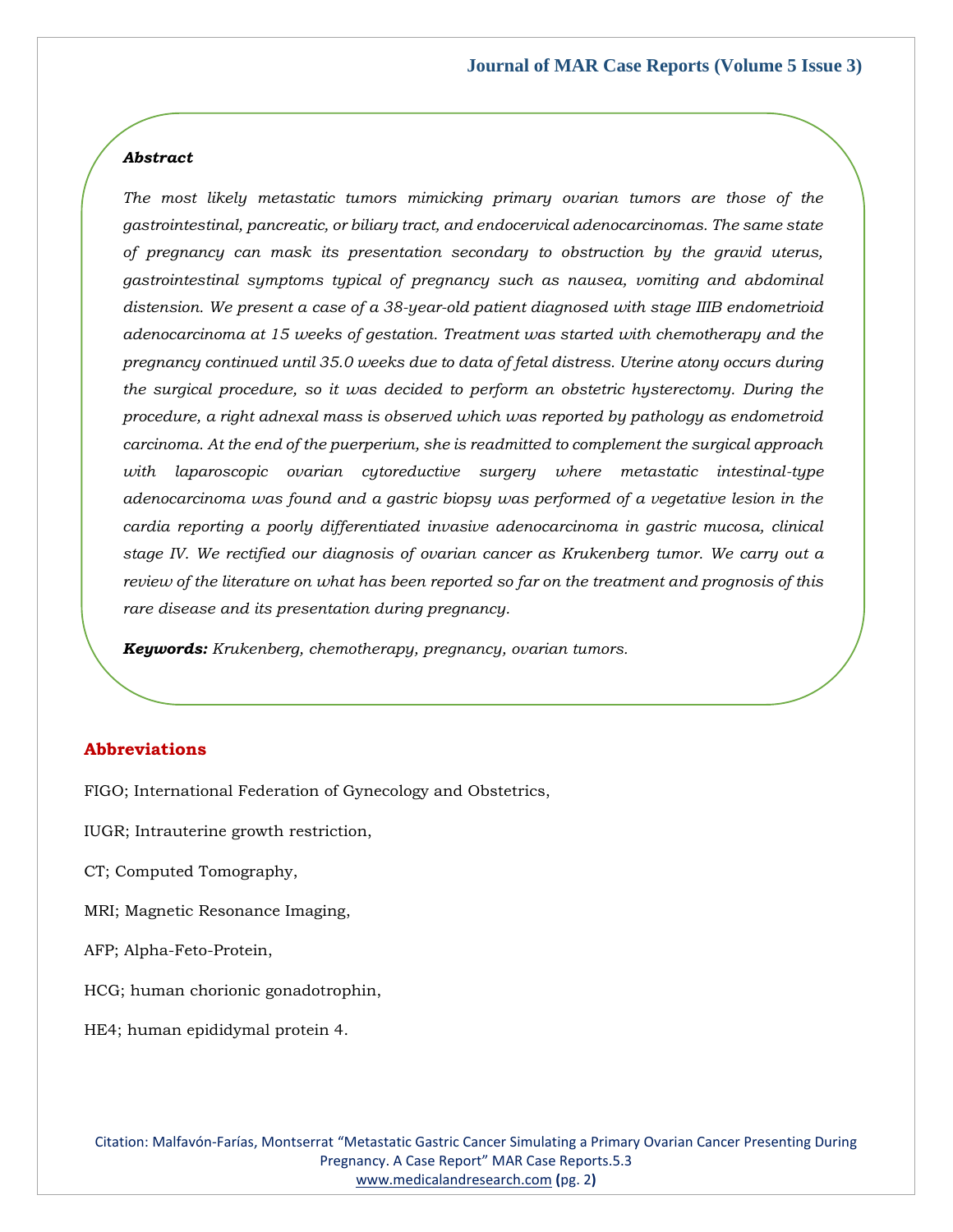***Abstract***

*The most likely metastatic tumors mimicking primary ovarian tumors are those of the gastrointestinal, pancreatic, or biliary tract, and endocervical adenocarcinomas. The same state of pregnancy can mask its presentation secondary to obstruction by the gravid uterus, gastrointestinal symptoms typical of pregnancy such as nausea, vomiting and abdominal distension. We present a case of a 38-year-old patient diagnosed with stage IIIB endometrioid adenocarcinoma at 15 weeks of gestation. Treatment was started with chemotherapy and the pregnancy continued until 35.0 weeks due to data of fetal distress. Uterine atony occurs during the surgical procedure, so it was decided to perform an obstetric hysterectomy. During the procedure, a right adnexal mass is observed which was reported by pathology as endometroid carcinoma. At the end of the puerperium, she is readmitted to complement the surgical approach with laparoscopic ovarian cytoreductive surgery where metastatic intestinal-type adenocarcinoma was found and a gastric biopsy was performed of a vegetative lesion in the cardia reporting a poorly differentiated invasive adenocarcinoma in gastric mucosa, clinical stage IV. We rectified our diagnosis of ovarian cancer as Krukenberg tumor. We carry out a review of the literature on what has been reported so far on the treatment and prognosis of this rare disease and its presentation during pregnancy.*

***Keywords:*** *Krukenberg, chemotherapy, pregnancy, ovarian tumors.*

## Abbreviations

FIGO; International Federation of Gynecology and Obstetrics,

IUGR; Intrauterine growth restriction,

CT; Computed Tomography,

MRI; Magnetic Resonance Imaging,

AFP; Alpha-Feto-Protein,

HCG; human chorionic gonadotrophin,

HE4; human epididymal protein 4.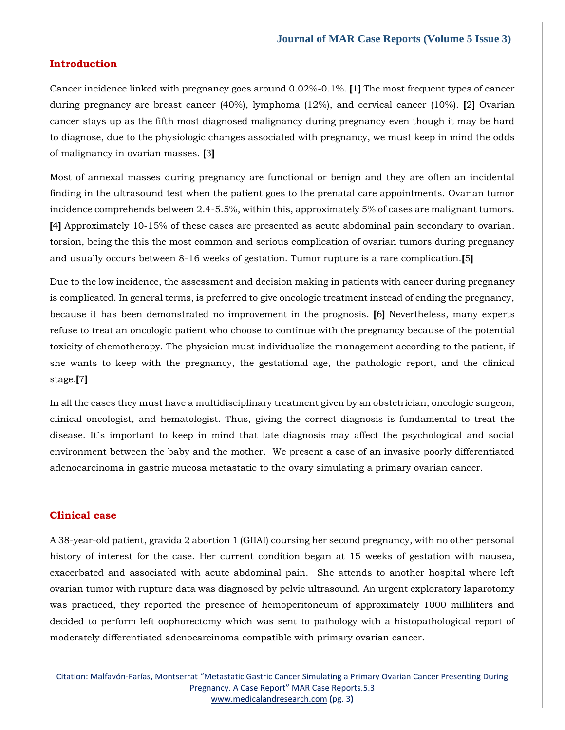## Introduction

Cancer incidence linked with pregnancy goes around 0.02%-0.1%. [1] The most frequent types of cancer during pregnancy are breast cancer (40%), lymphoma (12%), and cervical cancer (10%). [2] Ovarian cancer stays up as the fifth most diagnosed malignancy during pregnancy even though it may be hard to diagnose, due to the physiologic changes associated with pregnancy, we must keep in mind the odds of malignancy in ovarian masses. [3]

Most of annexal masses during pregnancy are functional or benign and they are often an incidental finding in the ultrasound test when the patient goes to the prenatal care appointments. Ovarian tumor incidence comprehends between 2.4-5.5%, within this, approximately 5% of cases are malignant tumors. [4] Approximately 10-15% of these cases are presented as acute abdominal pain secondary to ovarian. torsion, being the this the most common and serious complication of ovarian tumors during pregnancy and usually occurs between 8-16 weeks of gestation. Tumor rupture is a rare complication.[5]

Due to the low incidence, the assessment and decision making in patients with cancer during pregnancy is complicated. In general terms, is preferred to give oncologic treatment instead of ending the pregnancy, because it has been demonstrated no improvement in the prognosis. [6] Nevertheless, many experts refuse to treat an oncologic patient who choose to continue with the pregnancy because of the potential toxicity of chemotherapy. The physician must individualize the management according to the patient, if she wants to keep with the pregnancy, the gestational age, the pathologic report, and the clinical stage.[7]

In all the cases they must have a multidisciplinary treatment given by an obstetrician, oncologic surgeon, clinical oncologist, and hematologist. Thus, giving the correct diagnosis is fundamental to treat the disease. It`s important to keep in mind that late diagnosis may affect the psychological and social environment between the baby and the mother. We present a case of an invasive poorly differentiated adenocarcinoma in gastric mucosa metastatic to the ovary simulating a primary ovarian cancer.

## Clinical case

A 38-year-old patient, gravida 2 abortion 1 (GIIAI) coursing her second pregnancy, with no other personal history of interest for the case. Her current condition began at 15 weeks of gestation with nausea, exacerbated and associated with acute abdominal pain. She attends to another hospital where left ovarian tumor with rupture data was diagnosed by pelvic ultrasound. An urgent exploratory laparotomy was practiced, they reported the presence of hemoperitoneum of approximately 1000 milliliters and decided to perform left oophorectomy which was sent to pathology with a histopathological report of moderately differentiated adenocarcinoma compatible with primary ovarian cancer.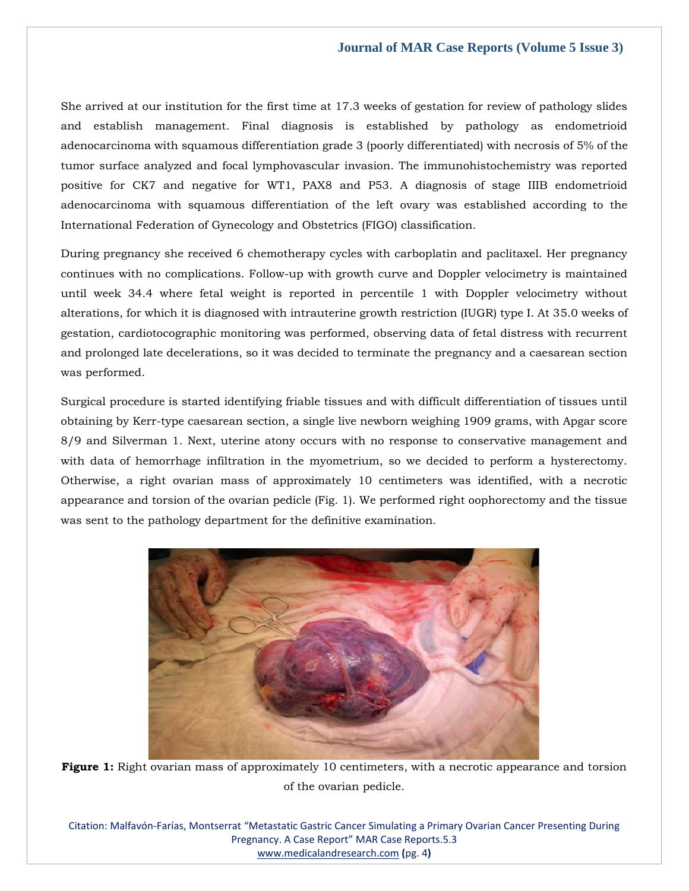She arrived at our institution for the first time at 17.3 weeks of gestation for review of pathology slides and establish management. Final diagnosis is established by pathology as endometrioid adenocarcinoma with squamous differentiation grade 3 (poorly differentiated) with necrosis of 5% of the tumor surface analyzed and focal lymphovascular invasion. The immunohistochemistry was reported positive for CK7 and negative for WT1, PAX8 and P53. A diagnosis of stage IIIB endometrioid adenocarcinoma with squamous differentiation of the left ovary was established according to the International Federation of Gynecology and Obstetrics (FIGO) classification.

During pregnancy she received 6 chemotherapy cycles with carboplatin and paclitaxel. Her pregnancy continues with no complications. Follow-up with growth curve and Doppler velocimetry is maintained until week 34.4 where fetal weight is reported in percentile 1 with Doppler velocimetry without alterations, for which it is diagnosed with intrauterine growth restriction (IUGR) type I. At 35.0 weeks of gestation, cardiotocographic monitoring was performed, observing data of fetal distress with recurrent and prolonged late decelerations, so it was decided to terminate the pregnancy and a caesarean section was performed.

Surgical procedure is started identifying friable tissues and with difficult differentiation of tissues until obtaining by Kerr-type caesarean section, a single live newborn weighing 1909 grams, with Apgar score 8/9 and Silverman 1. Next, uterine atony occurs with no response to conservative management and with data of hemorrhage infiltration in the myometrium, so we decided to perform a hysterectomy. Otherwise, a right ovarian mass of approximately 10 centimeters was identified, with a necrotic appearance and torsion of the ovarian pedicle (Fig. 1). We performed right oophorectomy and the tissue was sent to the pathology department for the definitive examination.

**Figure 1:** Right ovarian mass of approximately 10 centimeters, with a necrotic appearance and torsion of the ovarian pedicle.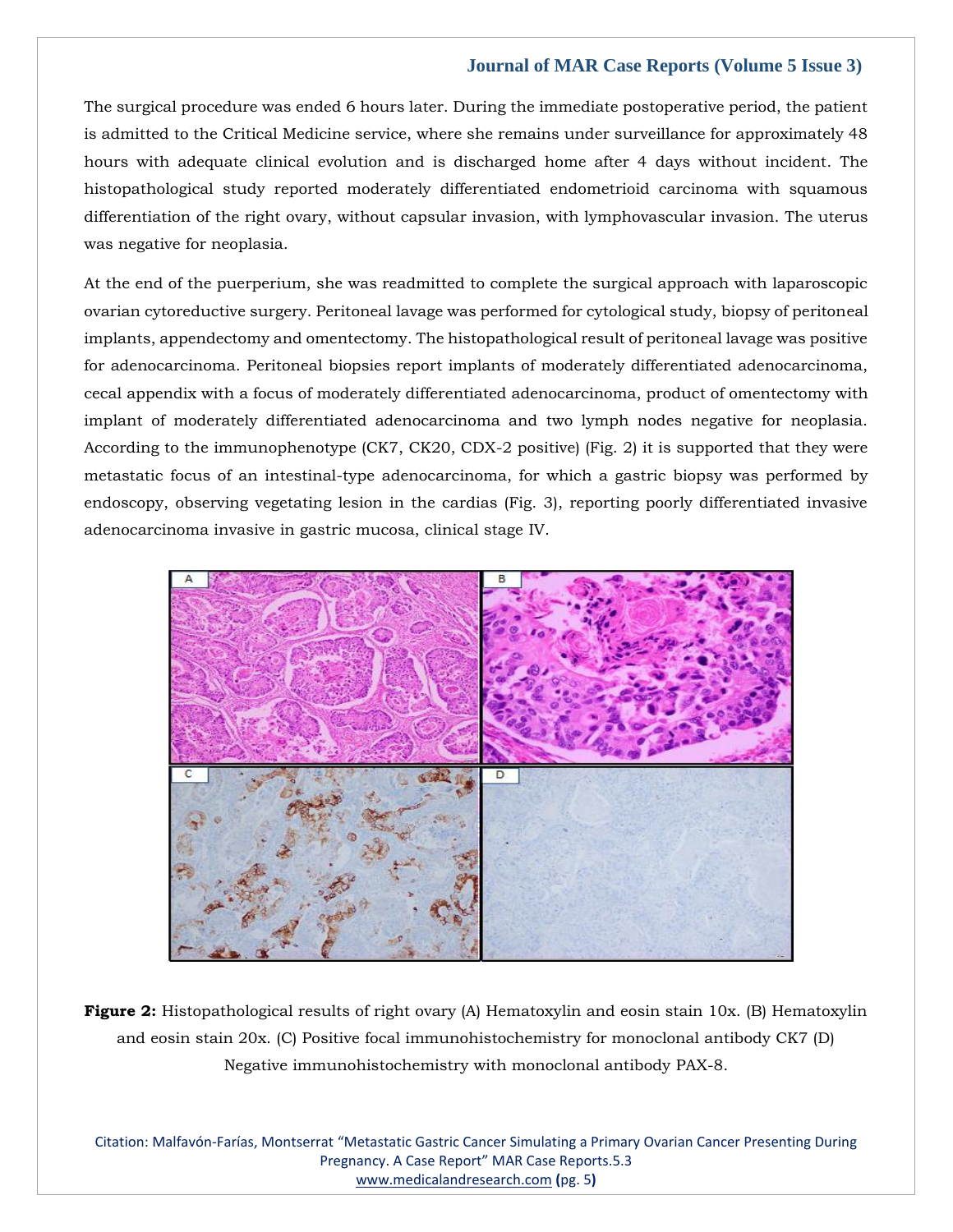The surgical procedure was ended 6 hours later. During the immediate postoperative period, the patient is admitted to the Critical Medicine service, where she remains under surveillance for approximately 48 hours with adequate clinical evolution and is discharged home after 4 days without incident. The histopathological study reported moderately differentiated endometrioid carcinoma with squamous differentiation of the right ovary, without capsular invasion, with lymphovascular invasion. The uterus was negative for neoplasia.

At the end of the puerperium, she was readmitted to complete the surgical approach with laparoscopic ovarian cytoreductive surgery. Peritoneal lavage was performed for cytological study, biopsy of peritoneal implants, appendectomy and omentectomy. The histopathological result of peritoneal lavage was positive for adenocarcinoma. Peritoneal biopsies report implants of moderately differentiated adenocarcinoma, cecal appendix with a focus of moderately differentiated adenocarcinoma, product of omentectomy with implant of moderately differentiated adenocarcinoma and two lymph nodes negative for neoplasia. According to the immunophenotype (CK7, CK20, CDX-2 positive) (Fig. 2) it is supported that they were metastatic focus of an intestinal-type adenocarcinoma, for which a gastric biopsy was performed by endoscopy, observing vegetating lesion in the cardias (Fig. 3), reporting poorly differentiated invasive adenocarcinoma invasive in gastric mucosa, clinical stage IV.

**Figure 2:** Histopathological results of right ovary (A) Hematoxylin and eosin stain 10x. (B) Hematoxylin and eosin stain 20x. (C) Positive focal immunohistochemistry for monoclonal antibody CK7 (D) Negative immunohistochemistry with monoclonal antibody PAX-8.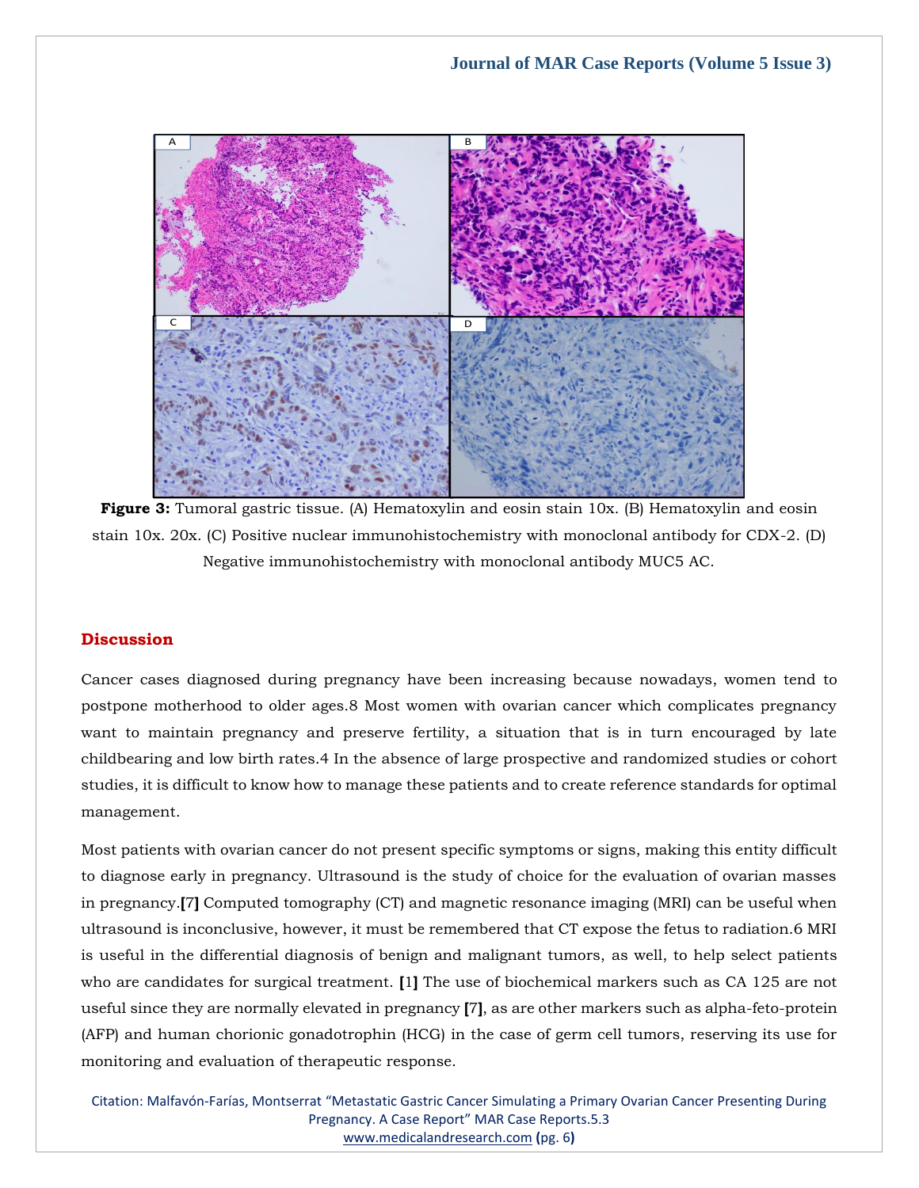**Figure 3:** Tumoral gastric tissue. (A) Hematoxylin and eosin stain 10x. (B) Hematoxylin and eosin stain 10x. 20x. (C) Positive nuclear immunohistochemistry with monoclonal antibody for CDX-2. (D) Negative immunohistochemistry with monoclonal antibody MUC5 AC.

## Discussion

Cancer cases diagnosed during pregnancy have been increasing because nowadays, women tend to postpone motherhood to older ages.8 Most women with ovarian cancer which complicates pregnancy want to maintain pregnancy and preserve fertility, a situation that is in turn encouraged by late childbearing and low birth rates.4 In the absence of large prospective and randomized studies or cohort studies, it is difficult to know how to manage these patients and to create reference standards for optimal management.

Most patients with ovarian cancer do not present specific symptoms or signs, making this entity difficult to diagnose early in pregnancy. Ultrasound is the study of choice for the evaluation of ovarian masses in pregnancy.**[7]** Computed tomography (CT) and magnetic resonance imaging (MRI) can be useful when ultrasound is inconclusive, however, it must be remembered that CT expose the fetus to radiation.6 MRI is useful in the differential diagnosis of benign and malignant tumors, as well, to help select patients who are candidates for surgical treatment. **[1]** The use of biochemical markers such as CA 125 are not useful since they are normally elevated in pregnancy **[7]**, as are other markers such as alpha-feto-protein (AFP) and human chorionic gonadotrophin (HCG) in the case of germ cell tumors, reserving its use for monitoring and evaluation of therapeutic response.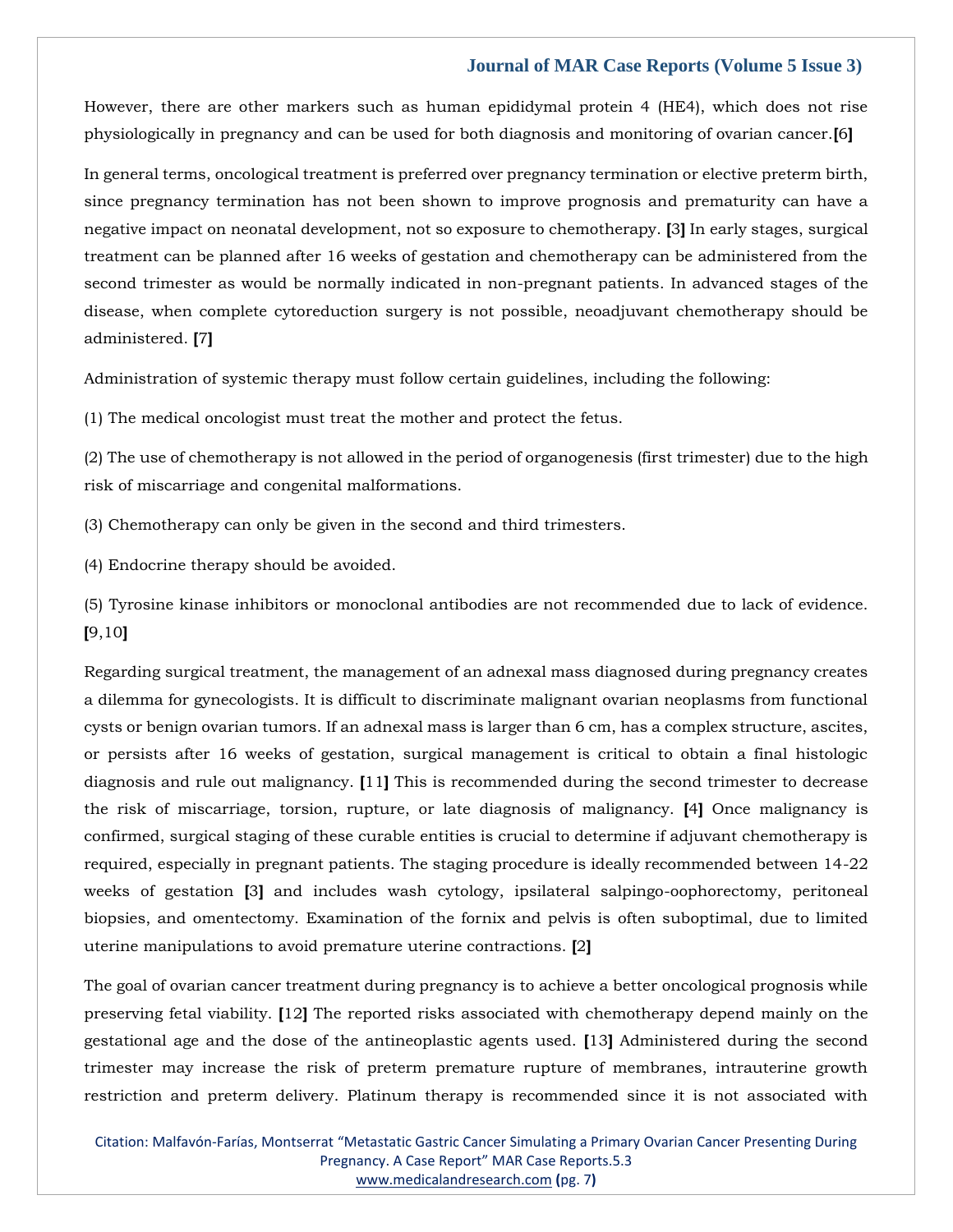However, there are other markers such as human epididymal protein 4 (HE4), which does not rise physiologically in pregnancy and can be used for both diagnosis and monitoring of ovarian cancer.[6]

In general terms, oncological treatment is preferred over pregnancy termination or elective preterm birth, since pregnancy termination has not been shown to improve prognosis and prematurity can have a negative impact on neonatal development, not so exposure to chemotherapy. [3] In early stages, surgical treatment can be planned after 16 weeks of gestation and chemotherapy can be administered from the second trimester as would be normally indicated in non-pregnant patients. In advanced stages of the disease, when complete cytoreduction surgery is not possible, neoadjuvant chemotherapy should be administered. [7]

Administration of systemic therapy must follow certain guidelines, including the following:

(1) The medical oncologist must treat the mother and protect the fetus.

(2) The use of chemotherapy is not allowed in the period of organogenesis (first trimester) due to the high risk of miscarriage and congenital malformations.

(3) Chemotherapy can only be given in the second and third trimesters.

(4) Endocrine therapy should be avoided.

(5) Tyrosine kinase inhibitors or monoclonal antibodies are not recommended due to lack of evidence. [9,10]

Regarding surgical treatment, the management of an adnexal mass diagnosed during pregnancy creates a dilemma for gynecologists. It is difficult to discriminate malignant ovarian neoplasms from functional cysts or benign ovarian tumors. If an adnexal mass is larger than 6 cm, has a complex structure, ascites, or persists after 16 weeks of gestation, surgical management is critical to obtain a final histologic diagnosis and rule out malignancy. [11] This is recommended during the second trimester to decrease the risk of miscarriage, torsion, rupture, or late diagnosis of malignancy. [4] Once malignancy is confirmed, surgical staging of these curable entities is crucial to determine if adjuvant chemotherapy is required, especially in pregnant patients. The staging procedure is ideally recommended between 14-22 weeks of gestation [3] and includes wash cytology, ipsilateral salpingo-oophorectomy, peritoneal biopsies, and omentectomy. Examination of the fornix and pelvis is often suboptimal, due to limited uterine manipulations to avoid premature uterine contractions. [2]

The goal of ovarian cancer treatment during pregnancy is to achieve a better oncological prognosis while preserving fetal viability. [12] The reported risks associated with chemotherapy depend mainly on the gestational age and the dose of the antineoplastic agents used. [13] Administered during the second trimester may increase the risk of preterm premature rupture of membranes, intrauterine growth restriction and preterm delivery. Platinum therapy is recommended since it is not associated with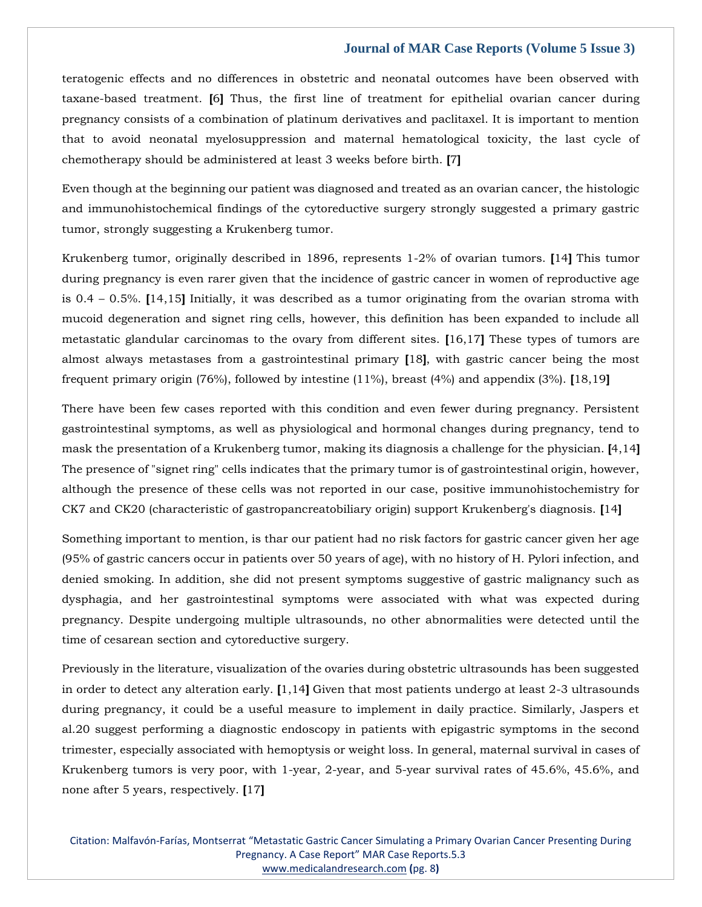teratogenic effects and no differences in obstetric and neonatal outcomes have been observed with taxane-based treatment. [6] Thus, the first line of treatment for epithelial ovarian cancer during pregnancy consists of a combination of platinum derivatives and paclitaxel. It is important to mention that to avoid neonatal myelosuppression and maternal hematological toxicity, the last cycle of chemotherapy should be administered at least 3 weeks before birth. [7]

Even though at the beginning our patient was diagnosed and treated as an ovarian cancer, the histologic and immunohistochemical findings of the cytoreductive surgery strongly suggested a primary gastric tumor, strongly suggesting a Krukenberg tumor.

Krukenberg tumor, originally described in 1896, represents 1-2% of ovarian tumors. [14] This tumor during pregnancy is even rarer given that the incidence of gastric cancer in women of reproductive age is 0.4 – 0.5%. [14,15] Initially, it was described as a tumor originating from the ovarian stroma with mucoid degeneration and signet ring cells, however, this definition has been expanded to include all metastatic glandular carcinomas to the ovary from different sites. [16,17] These types of tumors are almost always metastases from a gastrointestinal primary [18], with gastric cancer being the most frequent primary origin (76%), followed by intestine (11%), breast (4%) and appendix (3%). [18,19]

There have been few cases reported with this condition and even fewer during pregnancy. Persistent gastrointestinal symptoms, as well as physiological and hormonal changes during pregnancy, tend to mask the presentation of a Krukenberg tumor, making its diagnosis a challenge for the physician. [4,14] The presence of "signet ring" cells indicates that the primary tumor is of gastrointestinal origin, however, although the presence of these cells was not reported in our case, positive immunohistochemistry for CK7 and CK20 (characteristic of gastropancreatobiliary origin) support Krukenberg's diagnosis. [14]

Something important to mention, is thar our patient had no risk factors for gastric cancer given her age (95% of gastric cancers occur in patients over 50 years of age), with no history of H. Pylori infection, and denied smoking. In addition, she did not present symptoms suggestive of gastric malignancy such as dysphagia, and her gastrointestinal symptoms were associated with what was expected during pregnancy. Despite undergoing multiple ultrasounds, no other abnormalities were detected until the time of cesarean section and cytoreductive surgery.

Previously in the literature, visualization of the ovaries during obstetric ultrasounds has been suggested in order to detect any alteration early. [1,14] Given that most patients undergo at least 2-3 ultrasounds during pregnancy, it could be a useful measure to implement in daily practice. Similarly, Jaspers et al.20 suggest performing a diagnostic endoscopy in patients with epigastric symptoms in the second trimester, especially associated with hemoptysis or weight loss. In general, maternal survival in cases of Krukenberg tumors is very poor, with 1-year, 2-year, and 5-year survival rates of 45.6%, 45.6%, and none after 5 years, respectively. [17]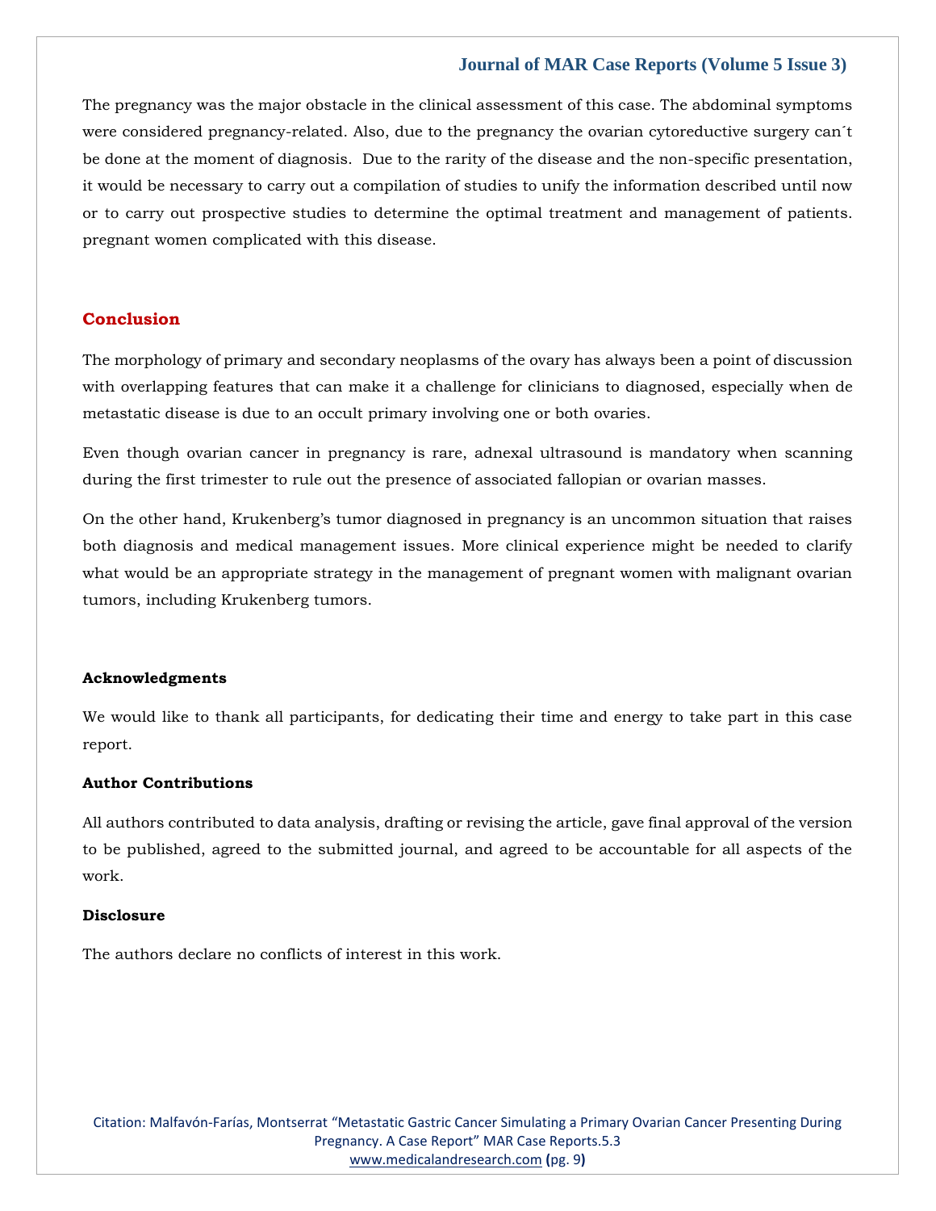The pregnancy was the major obstacle in the clinical assessment of this case. The abdominal symptoms were considered pregnancy-related. Also, due to the pregnancy the ovarian cytoreductive surgery can´t be done at the moment of diagnosis. Due to the rarity of the disease and the non-specific presentation, it would be necessary to carry out a compilation of studies to unify the information described until now or to carry out prospective studies to determine the optimal treatment and management of patients. pregnant women complicated with this disease.

## Conclusion

The morphology of primary and secondary neoplasms of the ovary has always been a point of discussion with overlapping features that can make it a challenge for clinicians to diagnosed, especially when de metastatic disease is due to an occult primary involving one or both ovaries.

Even though ovarian cancer in pregnancy is rare, adnexal ultrasound is mandatory when scanning during the first trimester to rule out the presence of associated fallopian or ovarian masses.

On the other hand, Krukenberg's tumor diagnosed in pregnancy is an uncommon situation that raises both diagnosis and medical management issues. More clinical experience might be needed to clarify what would be an appropriate strategy in the management of pregnant women with malignant ovarian tumors, including Krukenberg tumors.

### Acknowledgments

We would like to thank all participants, for dedicating their time and energy to take part in this case report.

### Author Contributions

All authors contributed to data analysis, drafting or revising the article, gave final approval of the version to be published, agreed to the submitted journal, and agreed to be accountable for all aspects of the work.

### Disclosure

The authors declare no conflicts of interest in this work.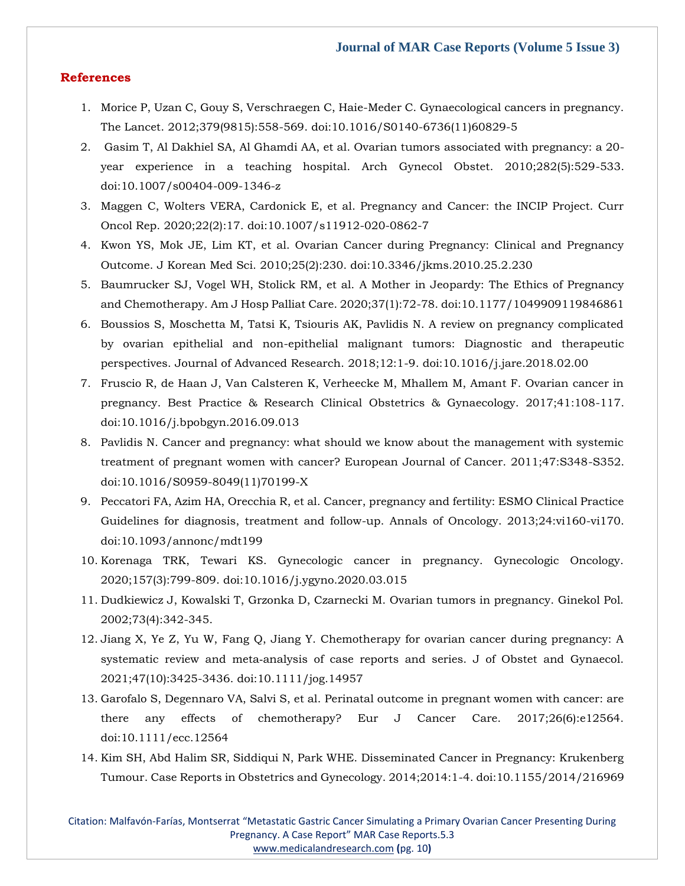## References

1. Morice P, Uzan C, Gouy S, Verschraegen C, Haie-Meder C. Gynaecological cancers in pregnancy. The Lancet. 2012;379(9815):558-569. doi:10.1016/S0140-6736(11)60829-5
2. Gasim T, Al Dakhiel SA, Al Ghamdi AA, et al. Ovarian tumors associated with pregnancy: a 20-year experience in a teaching hospital. Arch Gynecol Obstet. 2010;282(5):529-533. doi:10.1007/s00404-009-1346-z
3. Maggen C, Wolters VERA, Cardonick E, et al. Pregnancy and Cancer: the INCIP Project. Curr Oncol Rep. 2020;22(2):17. doi:10.1007/s11912-020-0862-7
4. Kwon YS, Mok JE, Lim KT, et al. Ovarian Cancer during Pregnancy: Clinical and Pregnancy Outcome. J Korean Med Sci. 2010;25(2):230. doi:10.3346/jkms.2010.25.2.230
5. Baumrucker SJ, Vogel WH, Stolick RM, et al. A Mother in Jeopardy: The Ethics of Pregnancy and Chemotherapy. Am J Hosp Palliat Care. 2020;37(1):72-78. doi:10.1177/1049909119846861
6. Boussios S, Moschetta M, Tatsi K, Tsiouris AK, Pavlidis N. A review on pregnancy complicated by ovarian epithelial and non-epithelial malignant tumors: Diagnostic and therapeutic perspectives. Journal of Advanced Research. 2018;12:1-9. doi:10.1016/j.jare.2018.02.00
7. Fruscio R, de Haan J, Van Calsteren K, Verheecke M, Mhallem M, Amant F. Ovarian cancer in pregnancy. Best Practice & Research Clinical Obstetrics & Gynaecology. 2017;41:108-117. doi:10.1016/j.bpobgyn.2016.09.013
8. Pavlidis N. Cancer and pregnancy: what should we know about the management with systemic treatment of pregnant women with cancer? European Journal of Cancer. 2011;47:S348-S352. doi:10.1016/S0959-8049(11)70199-X
9. Peccatori FA, Azim HA, Orecchia R, et al. Cancer, pregnancy and fertility: ESMO Clinical Practice Guidelines for diagnosis, treatment and follow-up. Annals of Oncology. 2013;24:vi160-vi170. doi:10.1093/annonc/mdt199
10. Korenaga TRK, Tewari KS. Gynecologic cancer in pregnancy. Gynecologic Oncology. 2020;157(3):799-809. doi:10.1016/j.ygyno.2020.03.015
11. Dudkiewicz J, Kowalski T, Grzonka D, Czarnecki M. Ovarian tumors in pregnancy. Ginekol Pol. 2002;73(4):342-345.
12. Jiang X, Ye Z, Yu W, Fang Q, Jiang Y. Chemotherapy for ovarian cancer during pregnancy: A systematic review and meta-analysis of case reports and series. J of Obstet and Gynaecol. 2021;47(10):3425-3436. doi:10.1111/jog.14957
13. Garofalo S, Degennaro VA, Salvi S, et al. Perinatal outcome in pregnant women with cancer: are there any effects of chemotherapy? Eur J Cancer Care. 2017;26(6):e12564. doi:10.1111/ecc.12564
14. Kim SH, Abd Halim SR, Siddiqui N, Park WHE. Disseminated Cancer in Pregnancy: Krukenberg Tumour. Case Reports in Obstetrics and Gynecology. 2014;2014:1-4. doi:10.1155/2014/216969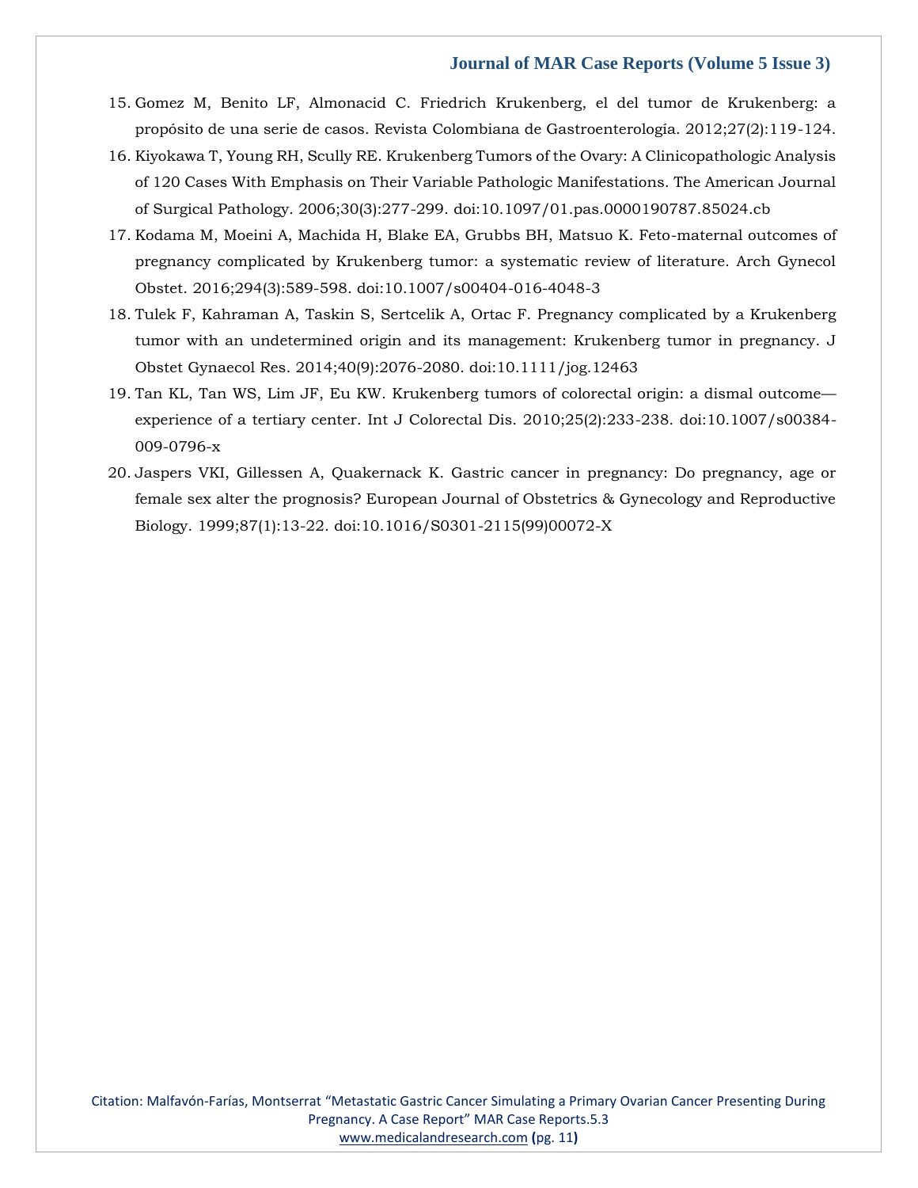15. Gomez M, Benito LF, Almonacid C. Friedrich Krukenberg, el del tumor de Krukenberg: a propósito de una serie de casos. Revista Colombiana de Gastroenterología. 2012;27(2):119-124.
16. Kiyokawa T, Young RH, Scully RE. Krukenberg Tumors of the Ovary: A Clinicopathologic Analysis of 120 Cases With Emphasis on Their Variable Pathologic Manifestations. The American Journal of Surgical Pathology. 2006;30(3):277-299. doi:10.1097/01.pas.0000190787.85024.cb
17. Kodama M, Moeini A, Machida H, Blake EA, Grubbs BH, Matsuo K. Feto-maternal outcomes of pregnancy complicated by Krukenberg tumor: a systematic review of literature. Arch Gynecol Obstet. 2016;294(3):589-598. doi:10.1007/s00404-016-4048-3
18. Tulek F, Kahraman A, Taskin S, Sertcelik A, Ortac F. Pregnancy complicated by a Krukenberg tumor with an undetermined origin and its management: Krukenberg tumor in pregnancy. J Obstet Gynaecol Res. 2014;40(9):2076-2080. doi:10.1111/jog.12463
19. Tan KL, Tan WS, Lim JF, Eu KW. Krukenberg tumors of colorectal origin: a dismal outcome—experience of a tertiary center. Int J Colorectal Dis. 2010;25(2):233-238. doi:10.1007/s00384-009-0796-x
20. Jaspers VKI, Gillessen A, Quakernack K. Gastric cancer in pregnancy: Do pregnancy, age or female sex alter the prognosis? European Journal of Obstetrics & Gynecology and Reproductive Biology. 1999;87(1):13-22. doi:10.1016/S0301-2115(99)00072-X